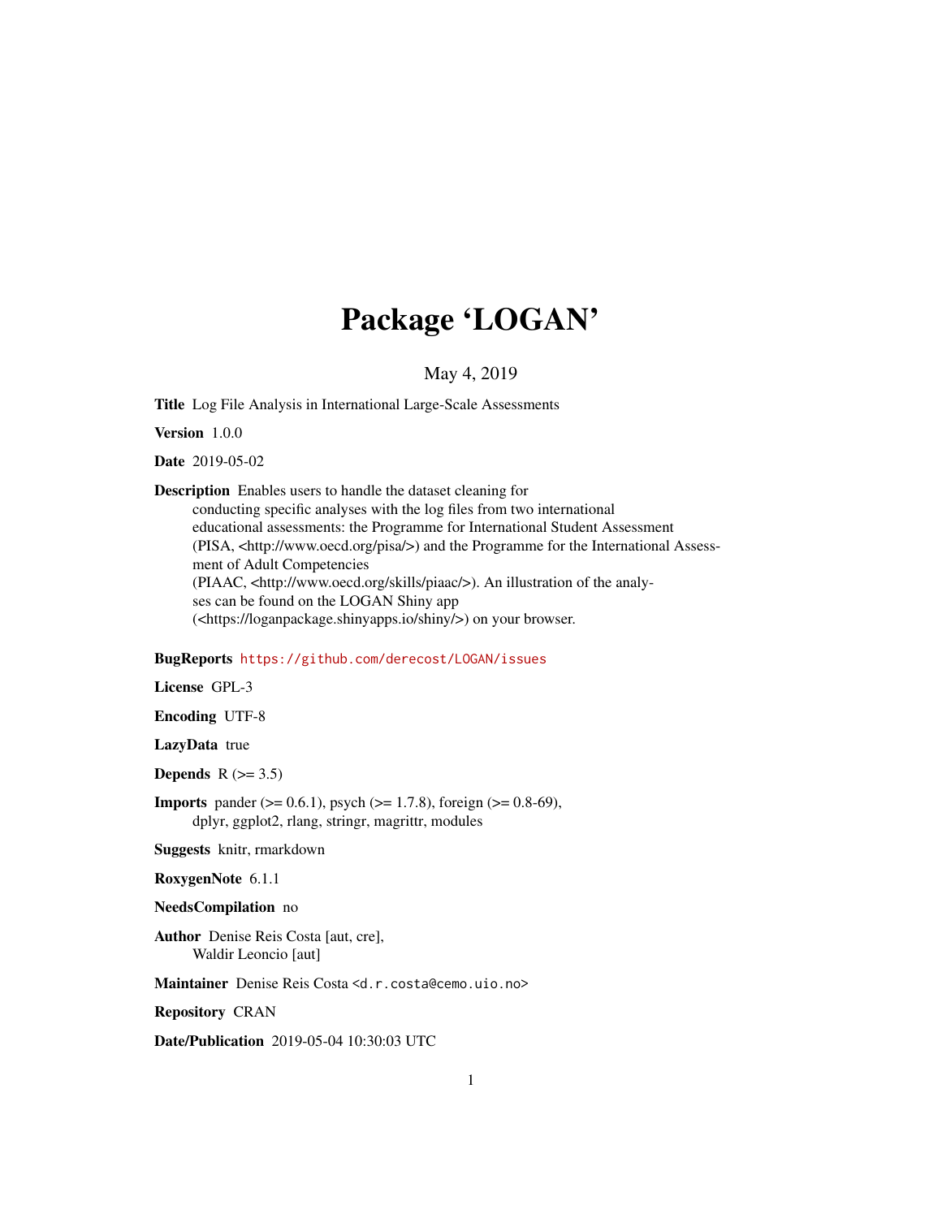# Package 'LOGAN'

May 4, 2019

**Title** Log File Analysis in International Large-Scale Assessments

**Version** 1.0.0

**Date** 2019-05-02

**Description** Enables users to handle the dataset cleaning for conducting specific analyses with the log files from two international educational assessments: the Programme for International Student Assessment (PISA, <http://www.oecd.org/pisa/>) and the Programme for the International Assessment of Adult Competencies (PIAAC, <http://www.oecd.org/skills/piaac/>). An illustration of the analyses can be found on the LOGAN Shiny app (<https://loganpackage.shinyapps.io/shiny/>) on your browser.

**BugReports** https://github.com/derecost/LOGAN/issues

**License** GPL-3

**Encoding** UTF-8

**LazyData** true

**Depends** R (>= 3.5)

**Imports** pander (>= 0.6.1), psych (>= 1.7.8), foreign (>= 0.8-69), dplyr, ggplot2, rlang, stringr, magrittr, modules

**Suggests** knitr, rmarkdown

**RoxygenNote** 6.1.1

**NeedsCompilation** no

**Author** Denise Reis Costa [aut, cre], Waldir Leoncio [aut]

**Maintainer** Denise Reis Costa <d.r.costa@cemo.uio.no>

**Repository** CRAN

**Date/Publication** 2019-05-04 10:30:03 UTC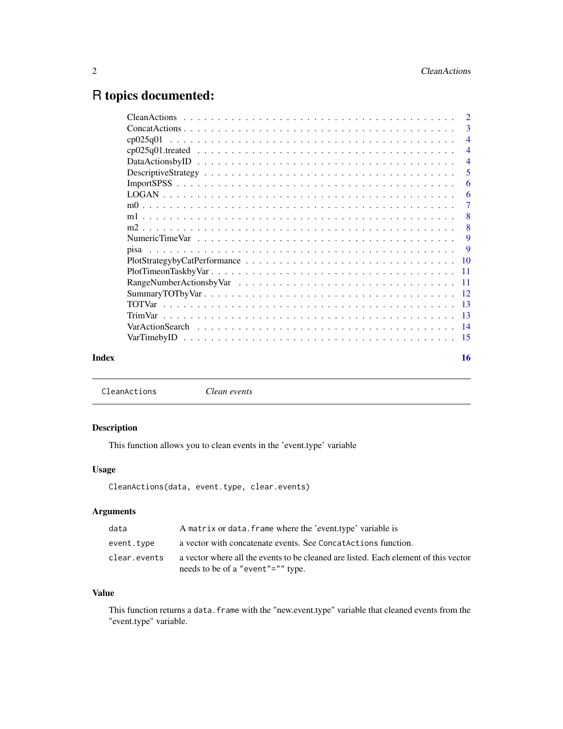# R topics documented:

| | |
|---|---|
| CleanActions | 2 |
| ConcatActions | 3 |
| cp025q01 | 4 |
| cp025q01.treated | 4 |
| DataActionsbyID | 4 |
| DescriptiveStrategy | 5 |
| ImportSPSS | 6 |
| LOGAN | 6 |
| m0 | 7 |
| m1 | 8 |
| m2 | 8 |
| NumericTimeVar | 9 |
| pisa | 9 |
| PlotStrategybyCatPerformance | 10 |
| PlotTimeonTaskbyVar | 11 |
| RangeNumberActionsbyVar | 11 |
| SummaryTOTbyVar | 12 |
| TOTVar | 13 |
| TrimVar | 13 |
| VarActionSearch | 14 |
| VarTimebyID | 15 |

**Index** 16

---

`CleanActions` *Clean events*

---

## Description

This function allows you to clean events in the 'event.type' variable

## Usage

```
CleanActions(data, event.type, clear.events)
```

## Arguments

| | |
|---|---|
| `data` | A `matrix` or `data.frame` where the 'event.type' variable is |
| `event.type` | a vector with concatenate events. See `ConcatActions` function. |
| `clear.events` | a vector where all the events to be cleaned are listed. Each element of this vector needs to be of a `"event"=""` type. |

## Value

This function returns a `data.frame` with the "new.event.type" variable that cleaned events from the "event.type" variable.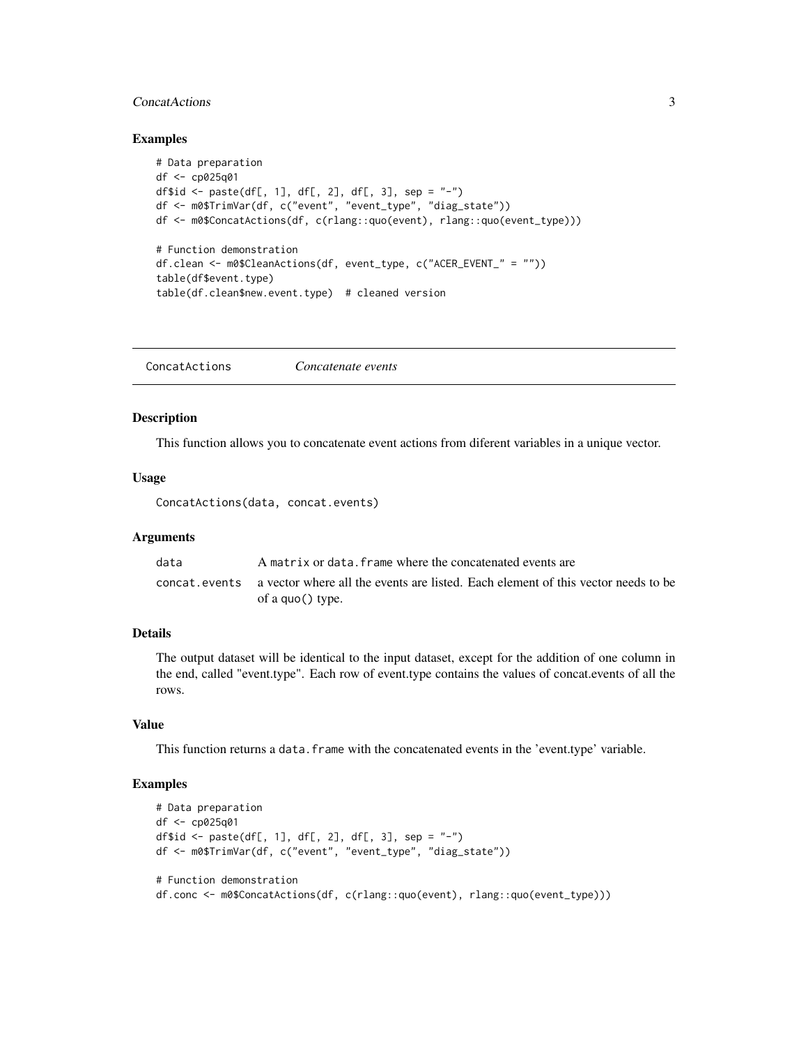## Examples

```
# Data preparation
df <- cp025q01
df$id <- paste(df[, 1], df[, 2], df[, 3], sep = "-")
df <- m0$TrimVar(df, c("event", "event_type", "diag_state"))
df <- m0$ConcatActions(df, c(rlang::quo(event), rlang::quo(event_type)))

# Function demonstration
df.clean <- m0$CleanActions(df, event_type, c("ACER_EVENT_" = ""))
table(df$event.type)
table(df.clean$new.event.type)  # cleaned version
```

---

# ConcatActions *Concatenate events*

## Description

This function allows you to concatenate event actions from diferent variables in a unique vector.

## Usage

```
ConcatActions(data, concat.events)
```

## Arguments

| | |
|---|---|
| data | A `matrix` or `data.frame` where the concatenated events are |
| concat.events | a vector where all the events are listed. Each element of this vector needs to be of a `quo()` type. |

## Details

The output dataset will be identical to the input dataset, except for the addition of one column in the end, called "event.type". Each row of event.type contains the values of concat.events of all the rows.

## Value

This function returns a `data.frame` with the concatenated events in the 'event.type' variable.

## Examples

```
# Data preparation
df <- cp025q01
df$id <- paste(df[, 1], df[, 2], df[, 3], sep = "-")
df <- m0$TrimVar(df, c("event", "event_type", "diag_state"))

# Function demonstration
df.conc <- m0$ConcatActions(df, c(rlang::quo(event), rlang::quo(event_type)))
```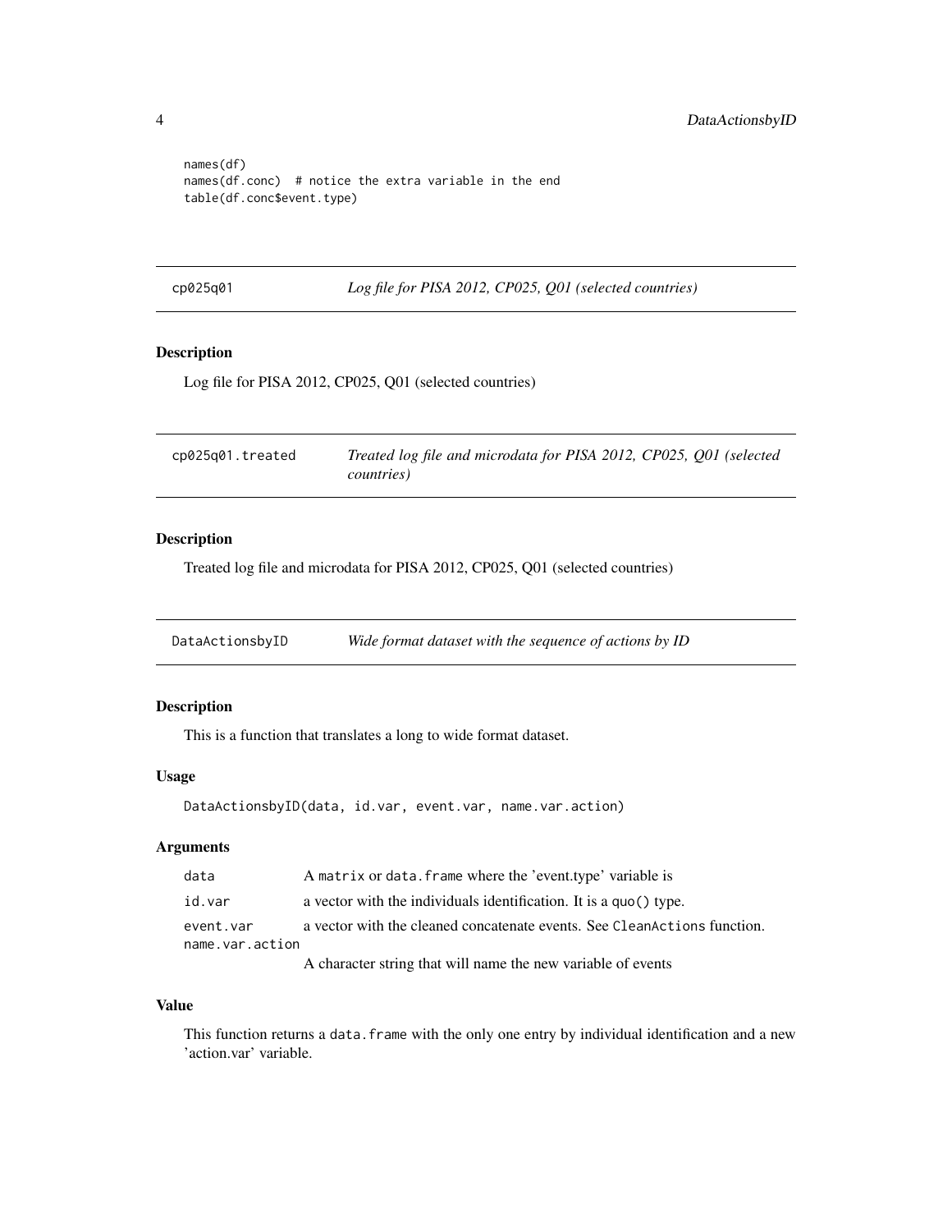```
names(df)
names(df.conc)  # notice the extra variable in the end
table(df.conc$event.type)
```

## cp025q01 — *Log file for PISA 2012, CP025, Q01 (selected countries)*

### Description

Log file for PISA 2012, CP025, Q01 (selected countries)

## cp025q01.treated — *Treated log file and microdata for PISA 2012, CP025, Q01 (selected countries)*

### Description

Treated log file and microdata for PISA 2012, CP025, Q01 (selected countries)

## DataActionsbyID — *Wide format dataset with the sequence of actions by ID*

### Description

This is a function that translates a long to wide format dataset.

### Usage

```
DataActionsbyID(data, id.var, event.var, name.var.action)
```

### Arguments

| | |
|---|---|
| data | A matrix or data.frame where the 'event.type' variable is |
| id.var | a vector with the individuals identification. It is a quo() type. |
| event.var | a vector with the cleaned concatenate events. See CleanActions function. |
| name.var.action | A character string that will name the new variable of events |

### Value

This function returns a data.frame with the only one entry by individual identification and a new 'action.var' variable.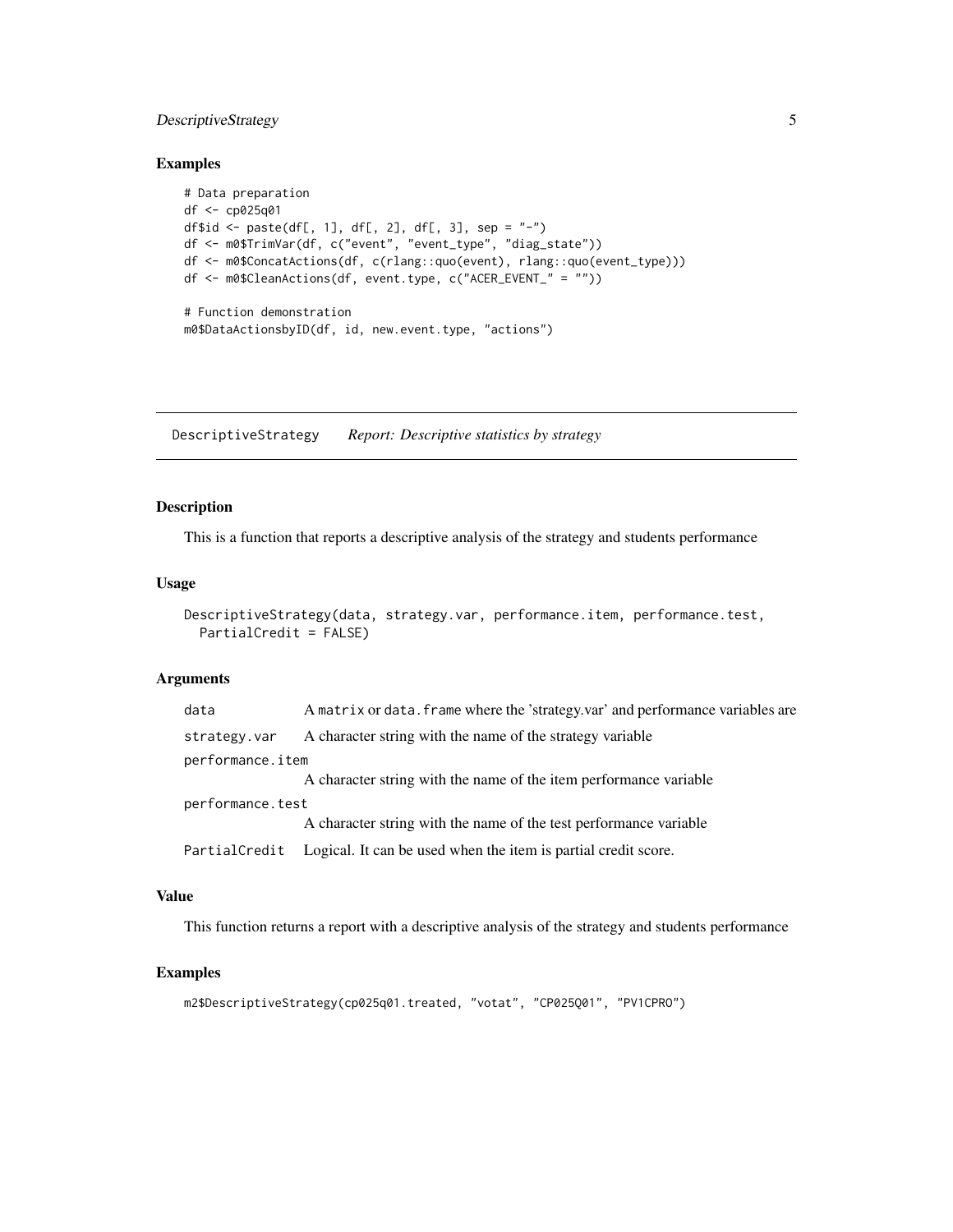## Examples

```
# Data preparation
df <- cp025q01
df$id <- paste(df[, 1], df[, 2], df[, 3], sep = "-")
df <- m0$TrimVar(df, c("event", "event_type", "diag_state"))
df <- m0$ConcatActions(df, c(rlang::quo(event), rlang::quo(event_type)))
df <- m0$CleanActions(df, event.type, c("ACER_EVENT_" = ""))

# Function demonstration
m0$DataActionsbyID(df, id, new.event.type, "actions")
```

---

# DescriptiveStrategy *Report: Descriptive statistics by strategy*

## Description

This is a function that reports a descriptive analysis of the strategy and students performance

## Usage

```
DescriptiveStrategy(data, strategy.var, performance.item, performance.test,
  PartialCredit = FALSE)
```

## Arguments

| | |
|---|---|
| `data` | A `matrix` or `data.frame` where the 'strategy.var' and performance variables are |
| `strategy.var` | A character string with the name of the strategy variable |
| `performance.item` | A character string with the name of the item performance variable |
| `performance.test` | A character string with the name of the test performance variable |
| `PartialCredit` | Logical. It can be used when the item is partial credit score. |

## Value

This function returns a report with a descriptive analysis of the strategy and students performance

## Examples

```
m2$DescriptiveStrategy(cp025q01.treated, "votat", "CP025Q01", "PV1CPRO")
```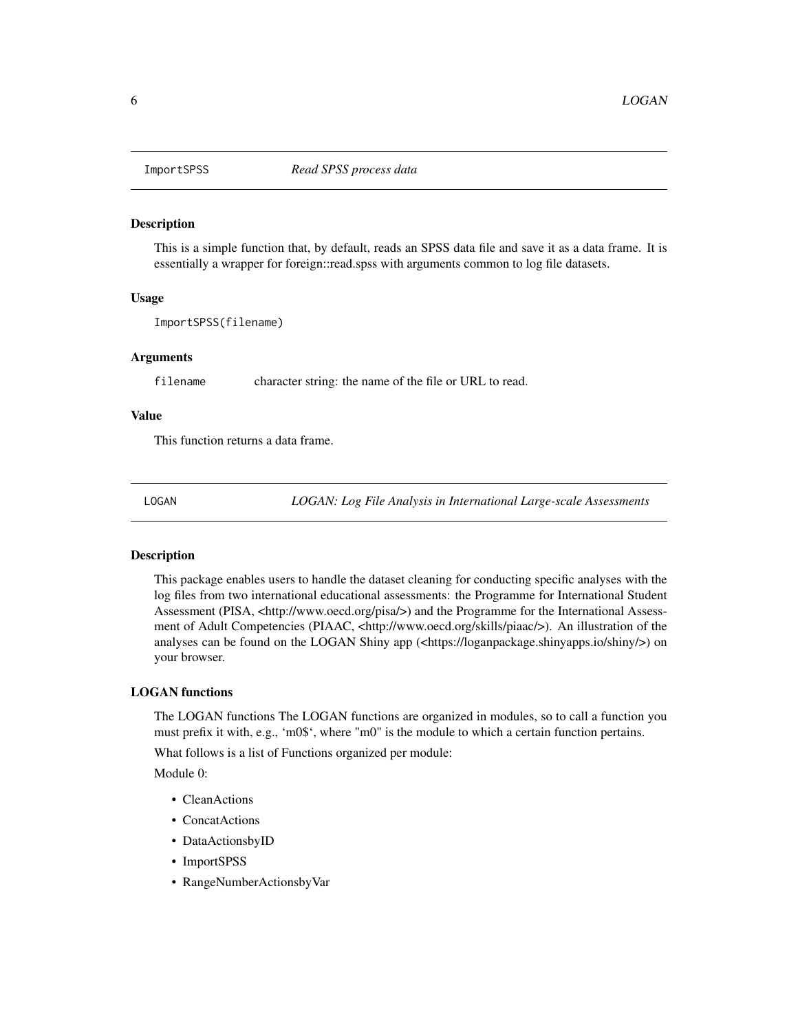## ImportSSPS *Read SPSS process data*

### Description

This is a simple function that, by default, reads an SPSS data file and save it as a data frame. It is essentially a wrapper for foreign::read.spss with arguments common to log file datasets.

### Usage

```
ImportSPSS(filename)
```

### Arguments

| | |
|---|---|
| filename | character string: the name of the file or URL to read. |

### Value

This function returns a data frame.

## LOGAN *LOGAN: Log File Analysis in International Large-scale Assessments*

### Description

This package enables users to handle the dataset cleaning for conducting specific analyses with the log files from two international educational assessments: the Programme for International Student Assessment (PISA, <http://www.oecd.org/pisa/>) and the Programme for the International Assessment of Adult Competencies (PIAAC, <http://www.oecd.org/skills/piaac/>). An illustration of the analyses can be found on the LOGAN Shiny app (<https://loganpackage.shinyapps.io/shiny/>) on your browser.

### LOGAN functions

The LOGAN functions The LOGAN functions are organized in modules, so to call a function you must prefix it with, e.g., 'm0$', where "m0" is the module to which a certain function pertains.

What follows is a list of Functions organized per module:

Module 0:

- CleanActions
- ConcatActions
- DataActionsbyID
- ImportSPSS
- RangeNumberActionsbyVar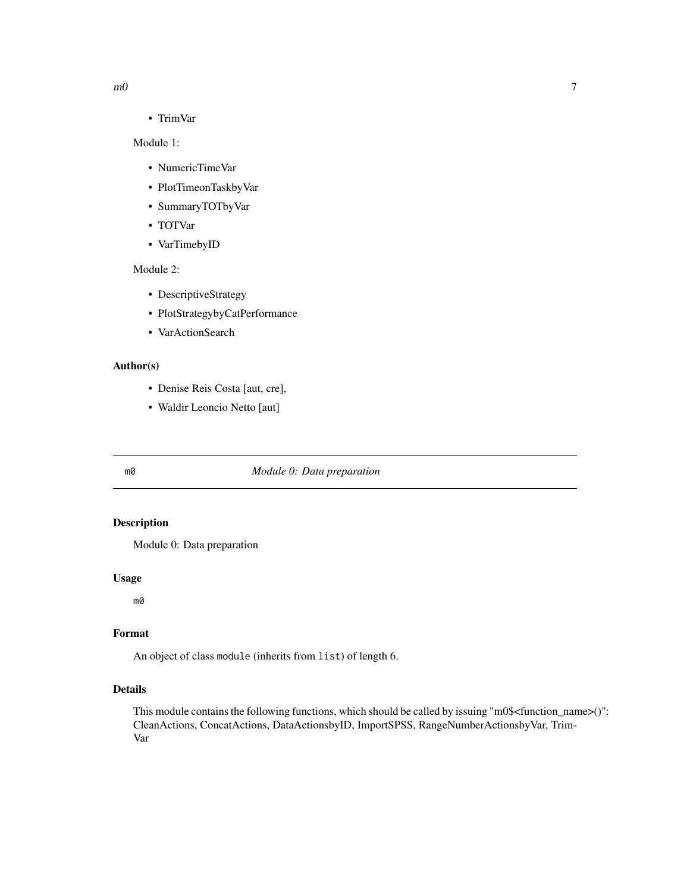- TrimVar

Module 1:

- NumericTimeVar
- PlotTimeonTaskbyVar
- SummaryTOTbyVar
- TOTVar
- VarTimebyID

Module 2:

- DescriptiveStrategy
- PlotStrategybyCatPerformance
- VarActionSearch

### Author(s)

- Denise Reis Costa [aut, cre],
- Waldir Leoncio Netto [aut]

---

## m0 — *Module 0: Data preparation*

---

### Description

Module 0: Data preparation

### Usage

```
m0
```

### Format

An object of class `module` (inherits from `list`) of length 6.

### Details

This module contains the following functions, which should be called by issuing "m0$<function_name>()": CleanActions, ConcatActions, DataActionsbyID, ImportSPSS, RangeNumberActionsbyVar, TrimVar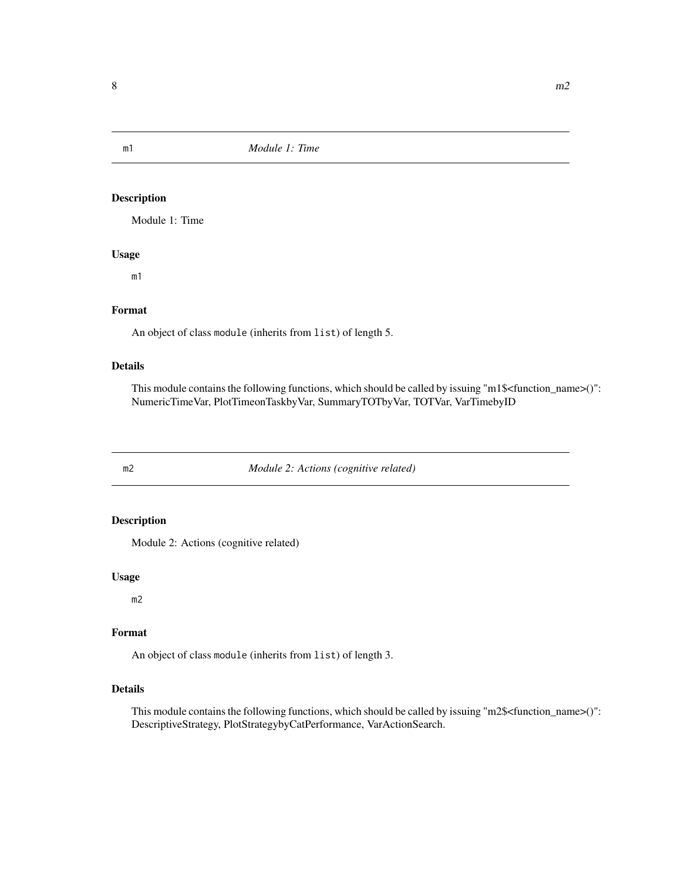## m1 — *Module 1: Time*

### Description

Module 1: Time

### Usage

```
m1
```

### Format

An object of class `module` (inherits from `list`) of length 5.

### Details

This module contains the following functions, which should be called by issuing "m1$<function_name>()": NumericTimeVar, PlotTimeonTaskbyVar, SummaryTOTbyVar, TOTVar, VarTimebyID

## m2 — *Module 2: Actions (cognitive related)*

### Description

Module 2: Actions (cognitive related)

### Usage

```
m2
```

### Format

An object of class `module` (inherits from `list`) of length 3.

### Details

This module contains the following functions, which should be called by issuing "m2$<function_name>()": DescriptiveStrategy, PlotStrategybyCatPerformance, VarActionSearch.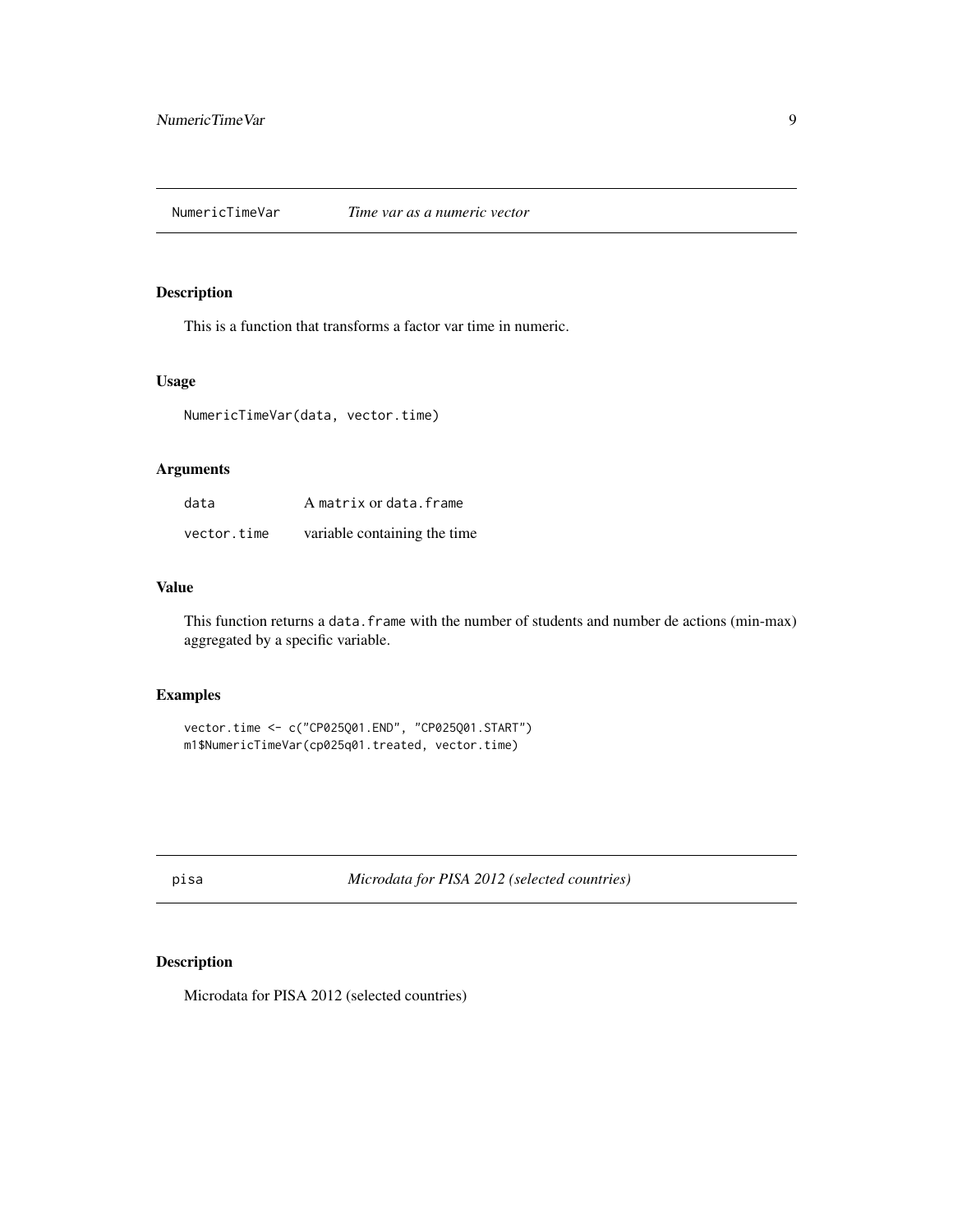## NumericTimeVar *Time var as a numeric vector*

### Description

This is a function that transforms a factor var time in numeric.

### Usage

```
NumericTimeVar(data, vector.time)
```

### Arguments

| | |
|---|---|
| data | A matrix or data.frame |
| vector.time | variable containing the time |

### Value

This function returns a data.frame with the number of students and number de actions (min-max) aggregated by a specific variable.

### Examples

```
vector.time <- c("CP025Q01.END", "CP025Q01.START")
m1$NumericTimeVar(cp025q01.treated, vector.time)
```

## pisa *Microdata for PISA 2012 (selected countries)*

### Description

Microdata for PISA 2012 (selected countries)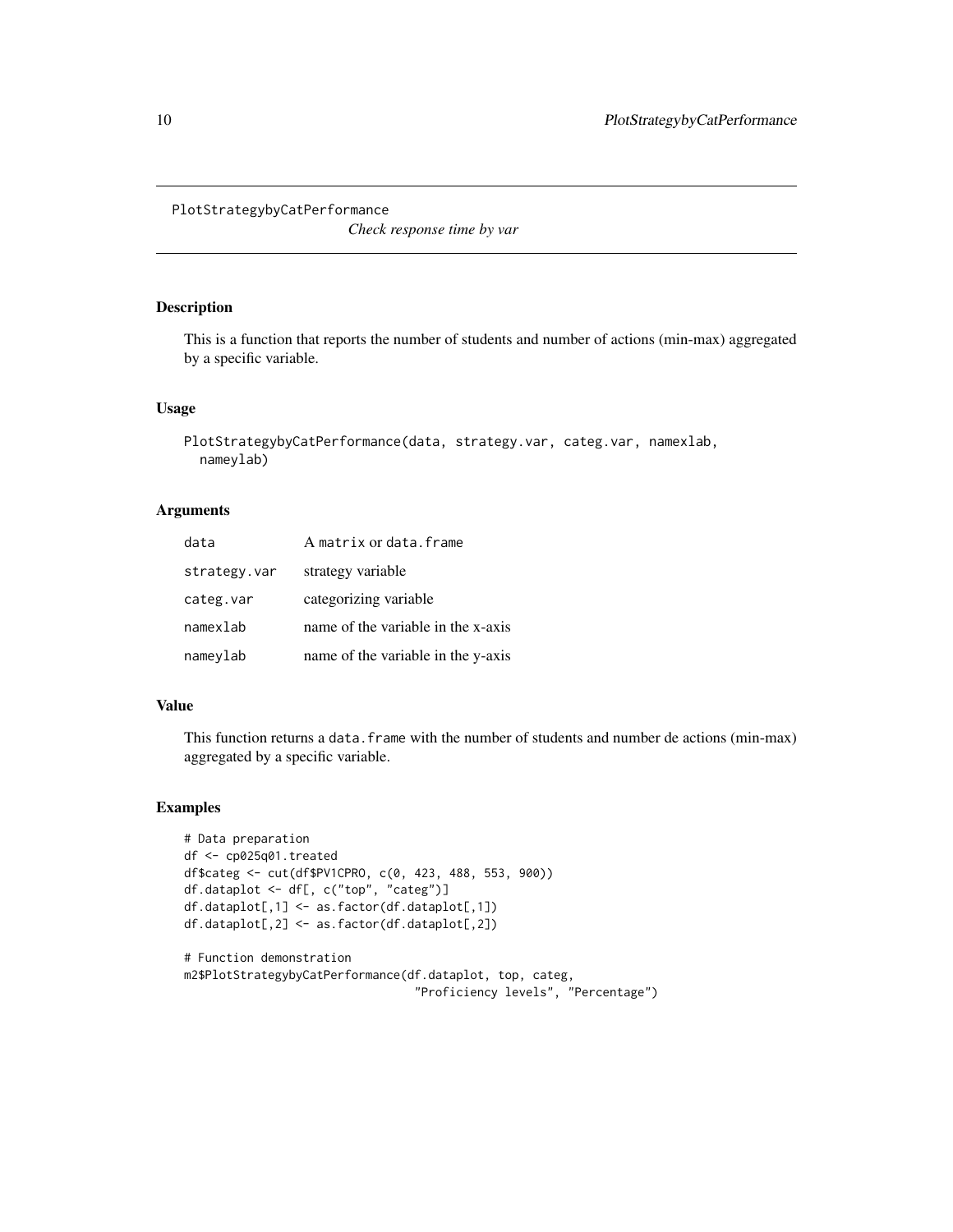PlotStrategybyCatPerformance

*Check response time by var*

## Description

This is a function that reports the number of students and number of actions (min-max) aggregated by a specific variable.

## Usage

```
PlotStrategybyCatPerformance(data, strategy.var, categ.var, namexlab,
  nameylab)
```

## Arguments

| | |
|---|---|
| data | A matrix or data.frame |
| strategy.var | strategy variable |
| categ.var | categorizing variable |
| namexlab | name of the variable in the x-axis |
| nameylab | name of the variable in the y-axis |

## Value

This function returns a data.frame with the number of students and number de actions (min-max) aggregated by a specific variable.

## Examples

```
# Data preparation
df <- cp025q01.treated
df$categ <- cut(df$PV1CPRO, c(0, 423, 488, 553, 900))
df.dataplot <- df[, c("top", "categ")]
df.dataplot[,1] <- as.factor(df.dataplot[,1])
df.dataplot[,2] <- as.factor(df.dataplot[,2])

# Function demonstration
m2$PlotStrategybyCatPerformance(df.dataplot, top, categ,
                                "Proficiency levels", "Percentage")
```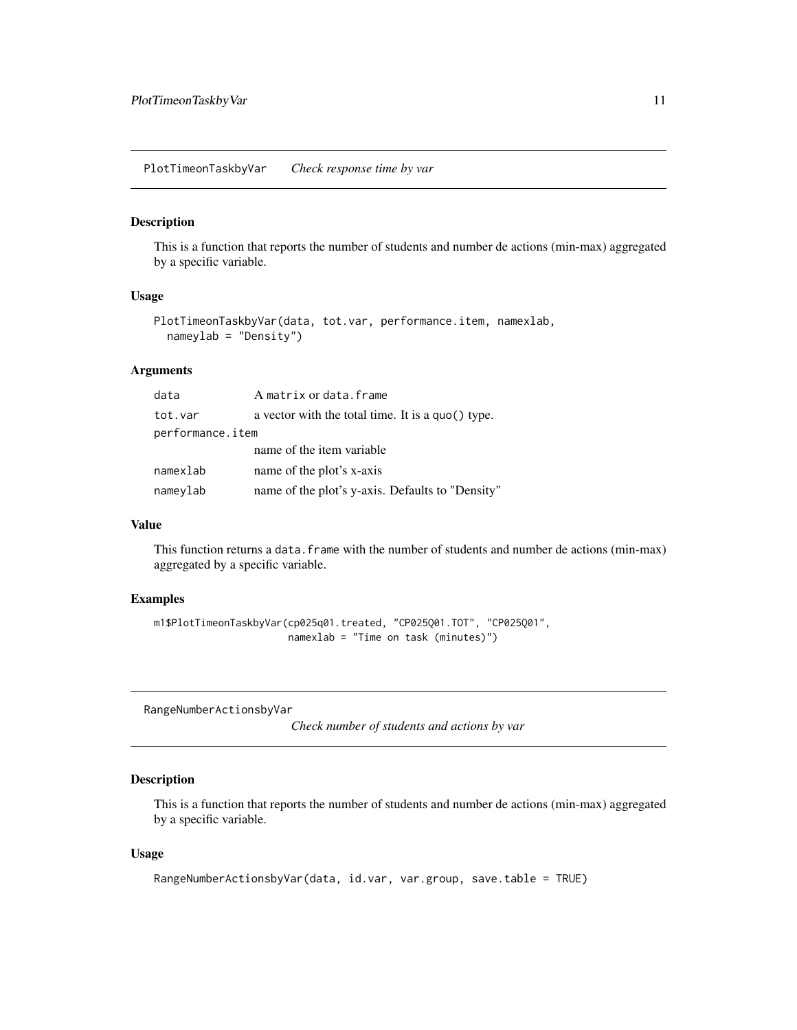## PlotTimeonTaskbyVar *Check response time by var*

### Description

This is a function that reports the number of students and number de actions (min-max) aggregated by a specific variable.

### Usage

```
PlotTimeonTaskbyVar(data, tot.var, performance.item, namexlab,
  nameylab = "Density")
```

### Arguments

| | |
|---|---|
| data | A matrix or data.frame |
| tot.var | a vector with the total time. It is a quo() type. |
| performance.item | name of the item variable |
| namexlab | name of the plot's x-axis |
| nameylab | name of the plot's y-axis. Defaults to "Density" |

### Value

This function returns a data.frame with the number of students and number de actions (min-max) aggregated by a specific variable.

### Examples

```
m1$PlotTimeonTaskbyVar(cp025q01.treated, "CP025Q01.TOT", "CP025Q01",
                       namexlab = "Time on task (minutes)")
```

## RangeNumberActionsbyVar *Check number of students and actions by var*

### Description

This is a function that reports the number of students and number de actions (min-max) aggregated by a specific variable.

### Usage

```
RangeNumberActionsbyVar(data, id.var, var.group, save.table = TRUE)
```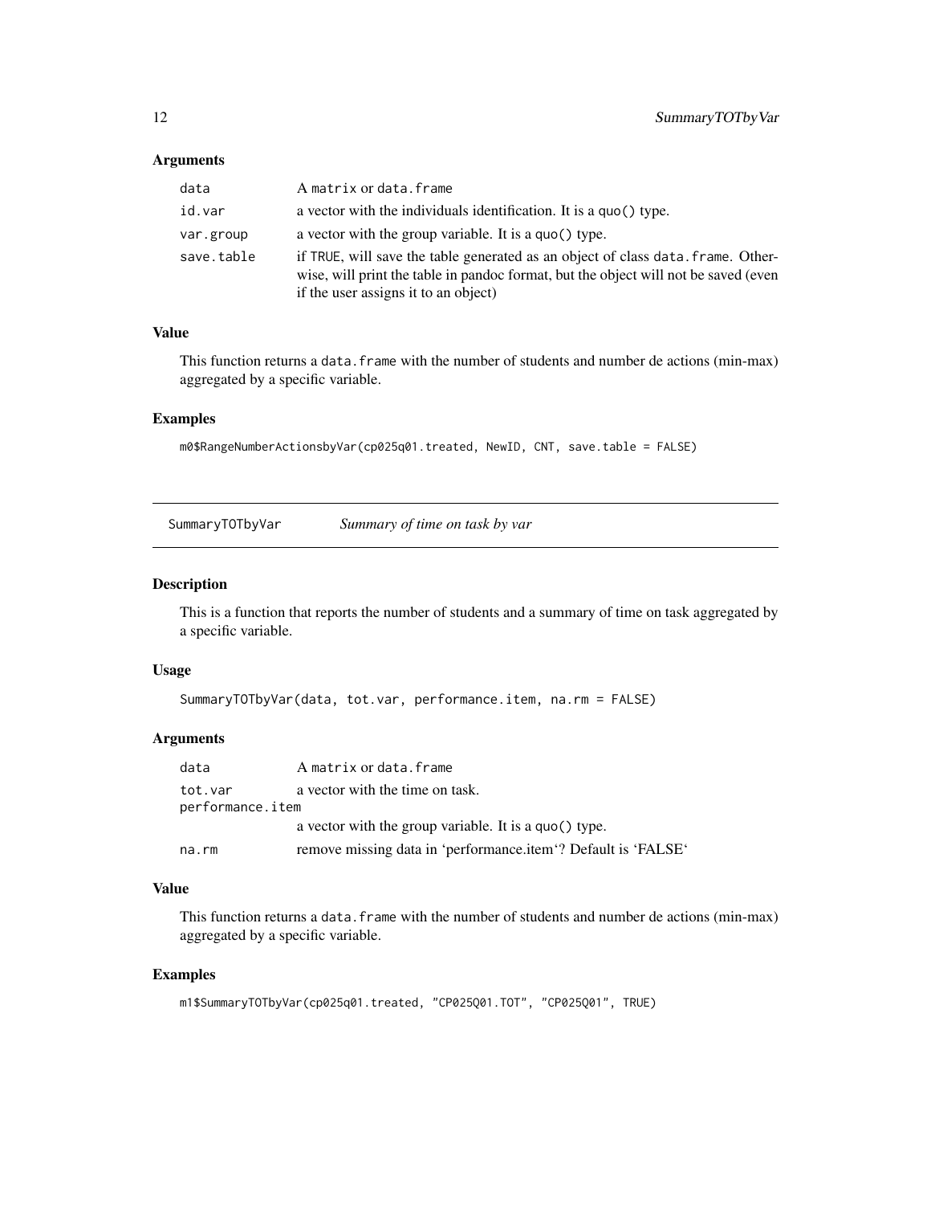### Arguments

| | |
|---|---|
| `data` | A `matrix` or `data.frame` |
| `id.var` | a vector with the individuals identification. It is a `quo()` type. |
| `var.group` | a vector with the group variable. It is a `quo()` type. |
| `save.table` | if `TRUE`, will save the table generated as an object of class `data.frame`. Otherwise, will print the table in pandoc format, but the object will not be saved (even if the user assigns it to an object) |

### Value

This function returns a `data.frame` with the number of students and number de actions (min-max) aggregated by a specific variable.

### Examples

```
m0$RangeNumberActionsbyVar(cp025q01.treated, NewID, CNT, save.table = FALSE)
```

---

## SummaryTOTbyVar — *Summary of time on task by var*

### Description

This is a function that reports the number of students and a summary of time on task aggregated by a specific variable.

### Usage

```
SummaryTOTbyVar(data, tot.var, performance.item, na.rm = FALSE)
```

### Arguments

| | |
|---|---|
| `data` | A `matrix` or `data.frame` |
| `tot.var` | a vector with the time on task. |
| `performance.item` | a vector with the group variable. It is a `quo()` type. |
| `na.rm` | remove missing data in 'performance.item'? Default is 'FALSE' |

### Value

This function returns a `data.frame` with the number of students and number de actions (min-max) aggregated by a specific variable.

### Examples

```
m1$SummaryTOTbyVar(cp025q01.treated, "CP025Q01.TOT", "CP025Q01", TRUE)
```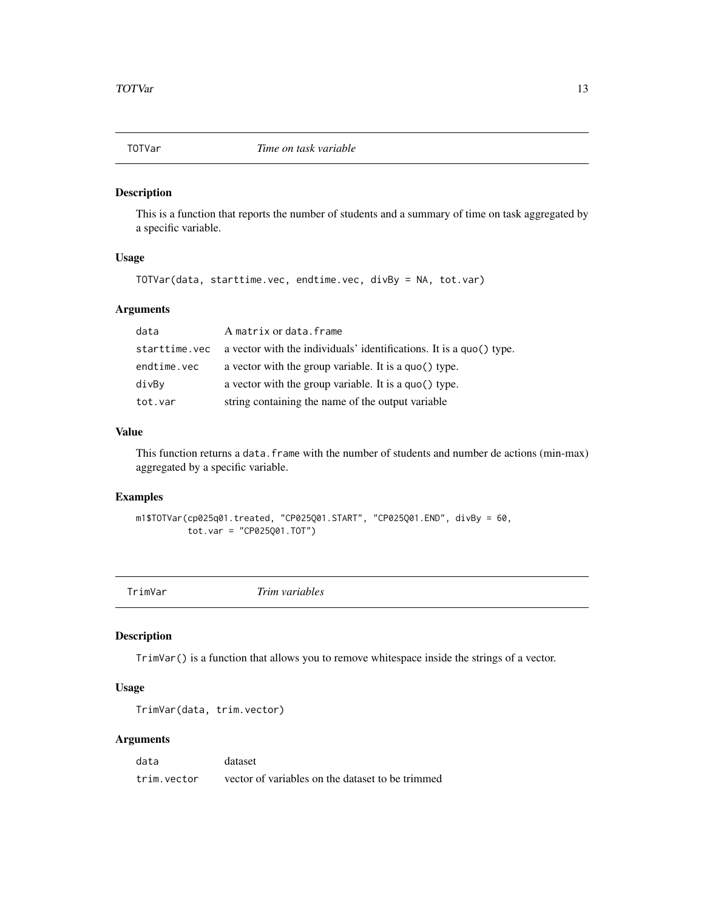## TOTVar *Time on task variable*

### Description

This is a function that reports the number of students and a summary of time on task aggregated by a specific variable.

### Usage

```
TOTVar(data, starttime.vec, endtime.vec, divBy = NA, tot.var)
```

### Arguments

| | |
|---|---|
| `data` | A `matrix` or `data.frame` |
| `starttime.vec` | a vector with the individuals' identifications. It is a `quo()` type. |
| `endtime.vec` | a vector with the group variable. It is a `quo()` type. |
| `divBy` | a vector with the group variable. It is a `quo()` type. |
| `tot.var` | string containing the name of the output variable |

### Value

This function returns a `data.frame` with the number of students and number de actions (min-max) aggregated by a specific variable.

### Examples

```
m1$TOTVar(cp025q01.treated, "CP025Q01.START", "CP025Q01.END", divBy = 60,
          tot.var = "CP025Q01.TOT")
```

## TrimVar *Trim variables*

### Description

`TrimVar()` is a function that allows you to remove whitespace inside the strings of a vector.

### Usage

```
TrimVar(data, trim.vector)
```

### Arguments

| | |
|---|---|
| `data` | dataset |
| `trim.vector` | vector of variables on the dataset to be trimmed |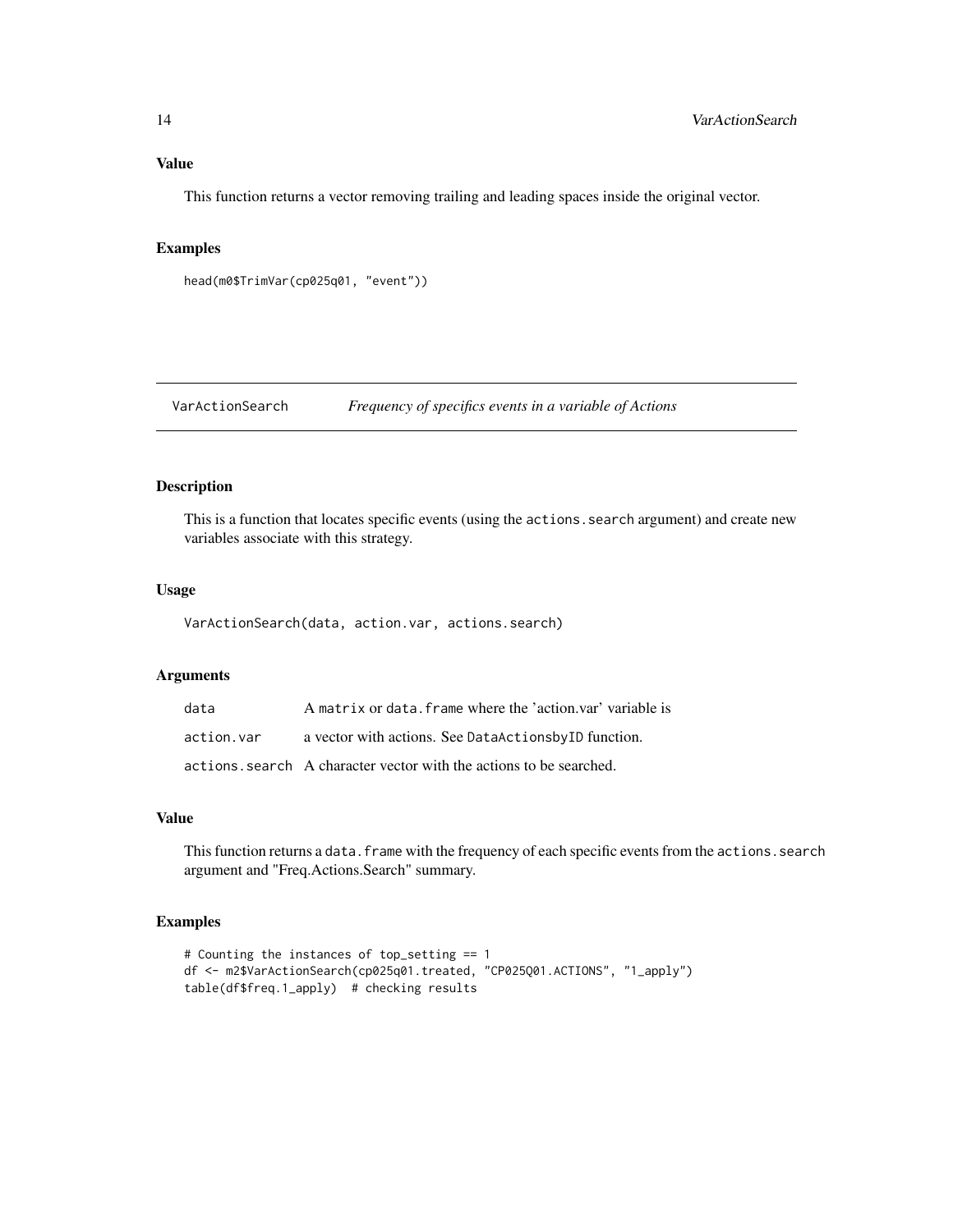### Value

This function returns a vector removing trailing and leading spaces inside the original vector.

### Examples

```
head(m0$TrimVar(cp025q01, "event"))
```

## VarActionSearch *Frequency of specifics events in a variable of Actions*

### Description

This is a function that locates specific events (using the `actions.search` argument) and create new variables associate with this strategy.

### Usage

```
VarActionSearch(data, action.var, actions.search)
```

### Arguments

| | |
|---|---|
| `data` | A `matrix` or `data.frame` where the 'action.var' variable is |
| `action.var` | a vector with actions. See `DataActionsbyID` function. |
| `actions.search` | A character vector with the actions to be searched. |

### Value

This function returns a `data.frame` with the frequency of each specific events from the `actions.search` argument and "Freq.Actions.Search" summary.

### Examples

```
# Counting the instances of top_setting == 1
df <- m2$VarActionSearch(cp025q01.treated, "CP025Q01.ACTIONS", "1_apply")
table(df$freq.1_apply)  # checking results
```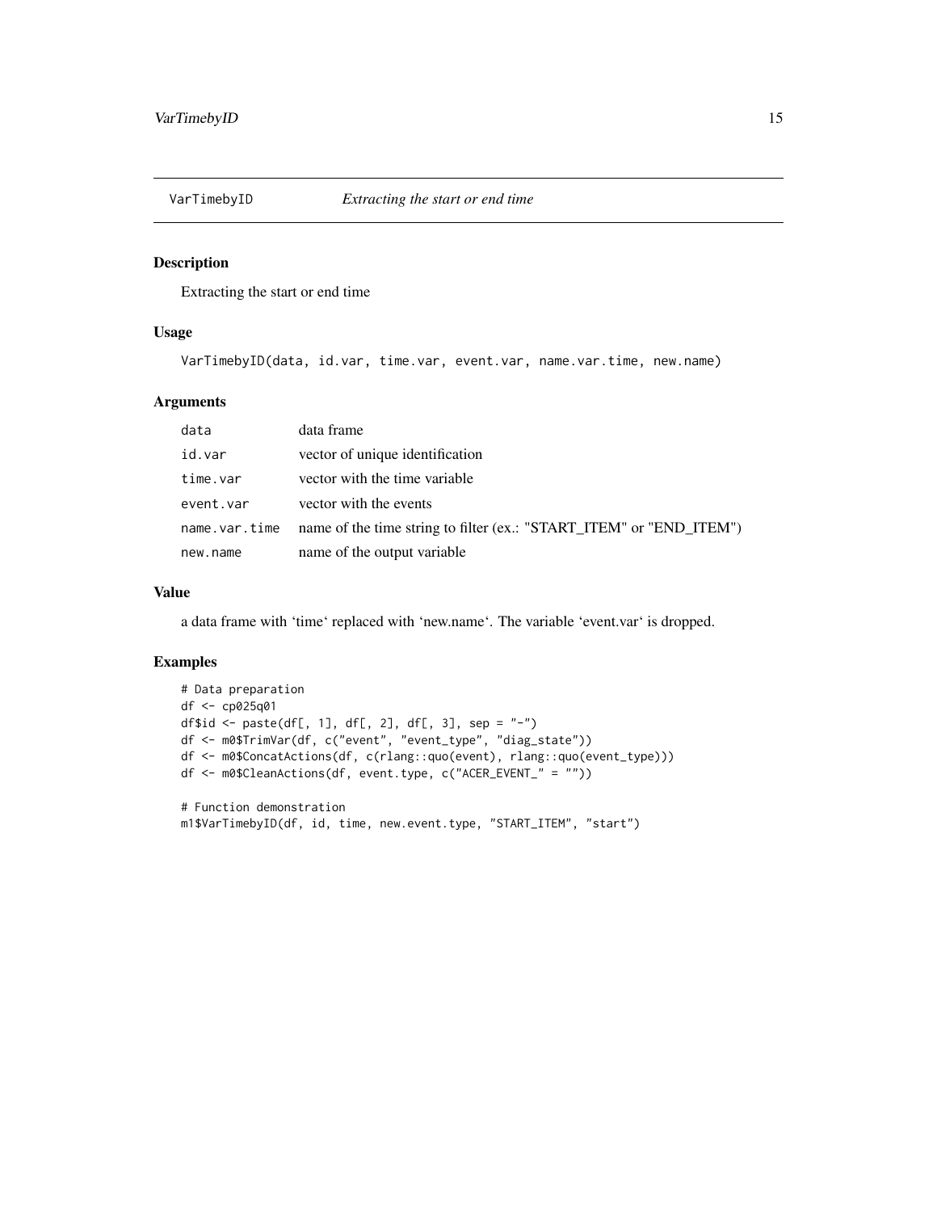## VarTimebyID *Extracting the start or end time*

### Description

Extracting the start or end time

### Usage

```
VarTimebyID(data, id.var, time.var, event.var, name.var.time, new.name)
```

### Arguments

| | |
|---|---|
| data | data frame |
| id.var | vector of unique identification |
| time.var | vector with the time variable |
| event.var | vector with the events |
| name.var.time | name of the time string to filter (ex.: "START_ITEM" or "END_ITEM") |
| new.name | name of the output variable |

### Value

a data frame with 'time' replaced with 'new.name'. The variable 'event.var' is dropped.

### Examples

```
# Data preparation
df <- cp025q01
df$id <- paste(df[, 1], df[, 2], df[, 3], sep = "-")
df <- m0$TrimVar(df, c("event", "event_type", "diag_state"))
df <- m0$ConcatActions(df, c(rlang::quo(event), rlang::quo(event_type)))
df <- m0$CleanActions(df, event.type, c("ACER_EVENT_" = ""))

# Function demonstration
m1$VarTimebyID(df, id, time, new.event.type, "START_ITEM", "start")
```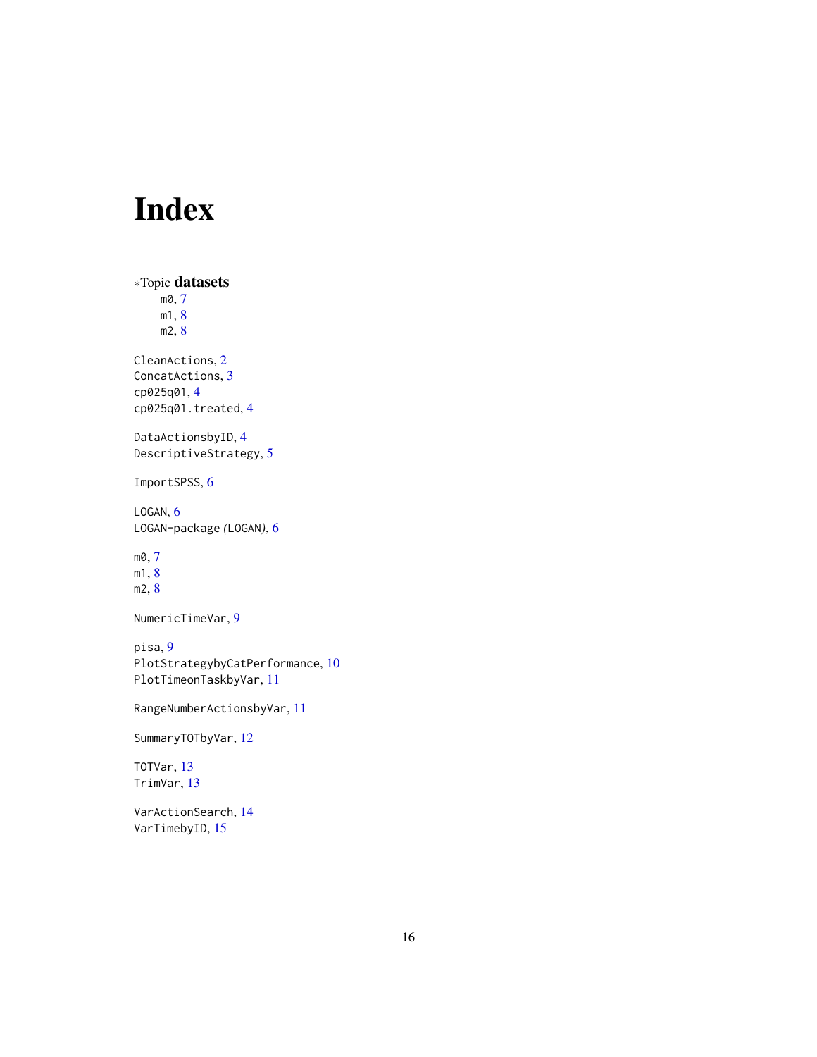# Index

*Topic **datasets**
  m0, 7
  m1, 8
  m2, 8

CleanActions, 2
ConcatActions, 3
cp025q01, 4
cp025q01.treated, 4

DataActionsbyID, 4
DescriptiveStrategy, 5

ImportSPSS, 6

LOGAN, 6
LOGAN-package (LOGAN), 6

m0, 7
m1, 8
m2, 8

NumericTimeVar, 9

pisa, 9
PlotStrategybyCatPerformance, 10
PlotTimeonTaskbyVar, 11

RangeNumberActionsbyVar, 11

SummaryTOTbyVar, 12

TOTVar, 13
TrimVar, 13

VarActionSearch, 14
VarTimebyID, 15